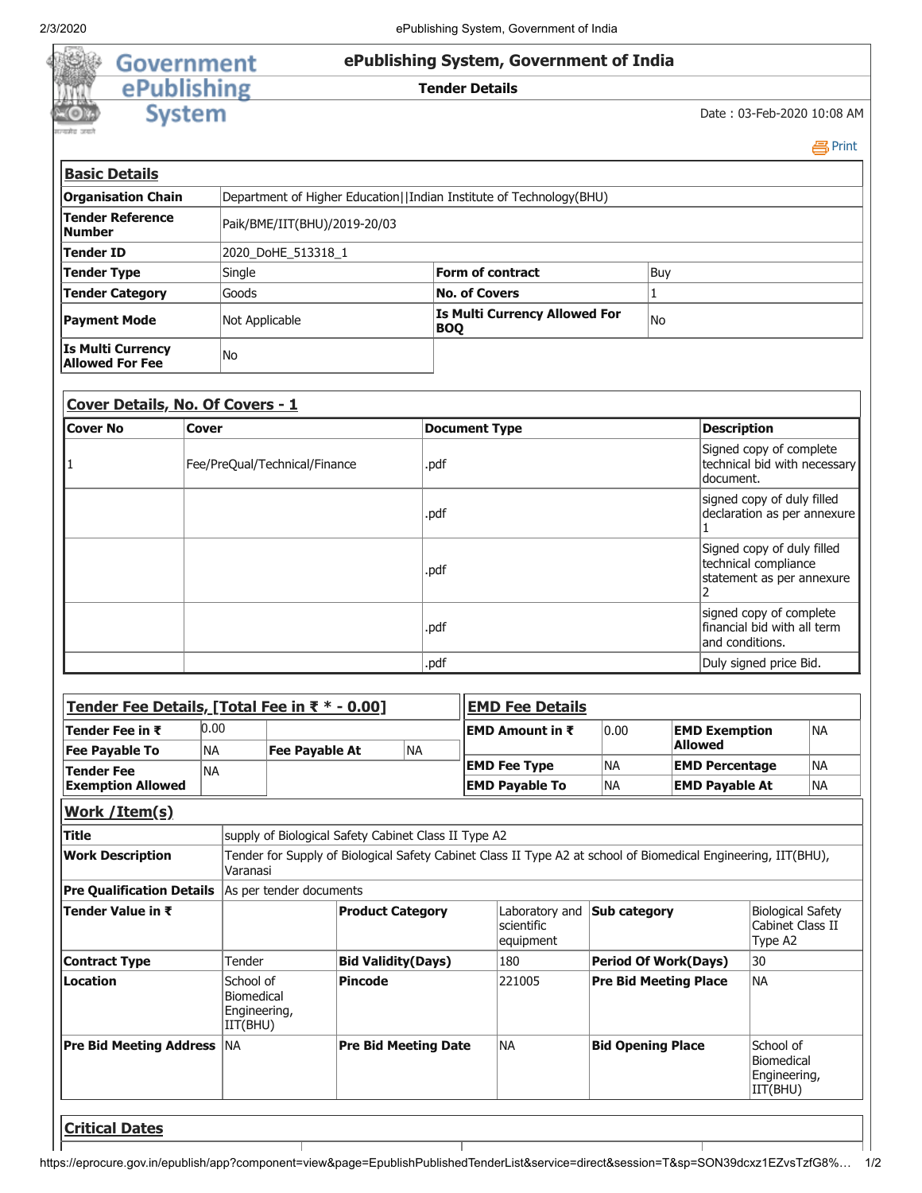# ePublishing System, Government of India

## Tender Details

Date : 03-Feb-2020 10:08 AM

Print

### Basic Details

| | | | |
|---|---|---|---|
| **Organisation Chain** | Department of Higher Education\|\|Indian Institute of Technology(BHU) | | |
| **Tender Reference Number** | Paik/BME/IIT(BHU)/2019-20/03 | | |
| **Tender ID** | 2020_DoHE_513318_1 | | |
| **Tender Type** | Single | **Form of contract** | Buy |
| **Tender Category** | Goods | **No. of Covers** | 1 |
| **Payment Mode** | Not Applicable | **Is Multi Currency Allowed For BOQ** | No |
| **Is Multi Currency Allowed For Fee** | No | | |

### Cover Details, No. Of Covers - 1

| Cover No | Cover | Document Type | Description |
|---|---|---|---|
| 1 | Fee/PreQual/Technical/Finance | .pdf | Signed copy of complete technical bid with necessary document. |
| | | .pdf | signed copy of duly filled declaration as per annexure 1 |
| | | .pdf | Signed copy of duly filled technical compliance statement as per annexure 2 |
| | | .pdf | signed copy of complete financial bid with all term and conditions. |
| | | .pdf | Duly signed price Bid. |

### Tender Fee Details, [Total Fee in ₹ * - 0.00]

| | | | |
|---|---|---|---|
| **Tender Fee in ₹** | 0.00 | | |
| **Fee Payable To** | NA | **Fee Payable At** | NA |
| **Tender Fee Exemption Allowed** | NA | | |

### EMD Fee Details

| | | | |
|---|---|---|---|
| **EMD Amount in ₹** | 0.00 | **EMD Exemption Allowed** | NA |
| **EMD Fee Type** | NA | **EMD Percentage** | NA |
| **EMD Payable To** | NA | **EMD Payable At** | NA |

### Work /Item(s)

| | | | | | |
|---|---|---|---|---|---|
| **Title** | supply of Biological Safety Cabinet Class II Type A2 | | | | |
| **Work Description** | Tender for Supply of Biological Safety Cabinet Class II Type A2 at school of Biomedical Engineering, IIT(BHU), Varanasi | | | | |
| **Pre Qualification Details** | As per tender documents | | | | |
| **Tender Value in ₹** | | **Product Category** | Laboratory and scientific equipment | **Sub category** | Biological Safety Cabinet Class II Type A2 |
| **Contract Type** | Tender | **Bid Validity(Days)** | 180 | **Period Of Work(Days)** | 30 |
| **Location** | School of Biomedical Engineering, IIT(BHU) | **Pincode** | 221005 | **Pre Bid Meeting Place** | NA |
| **Pre Bid Meeting Address** | NA | **Pre Bid Meeting Date** | NA | **Bid Opening Place** | School of Biomedical Engineering, IIT(BHU) |

### Critical Dates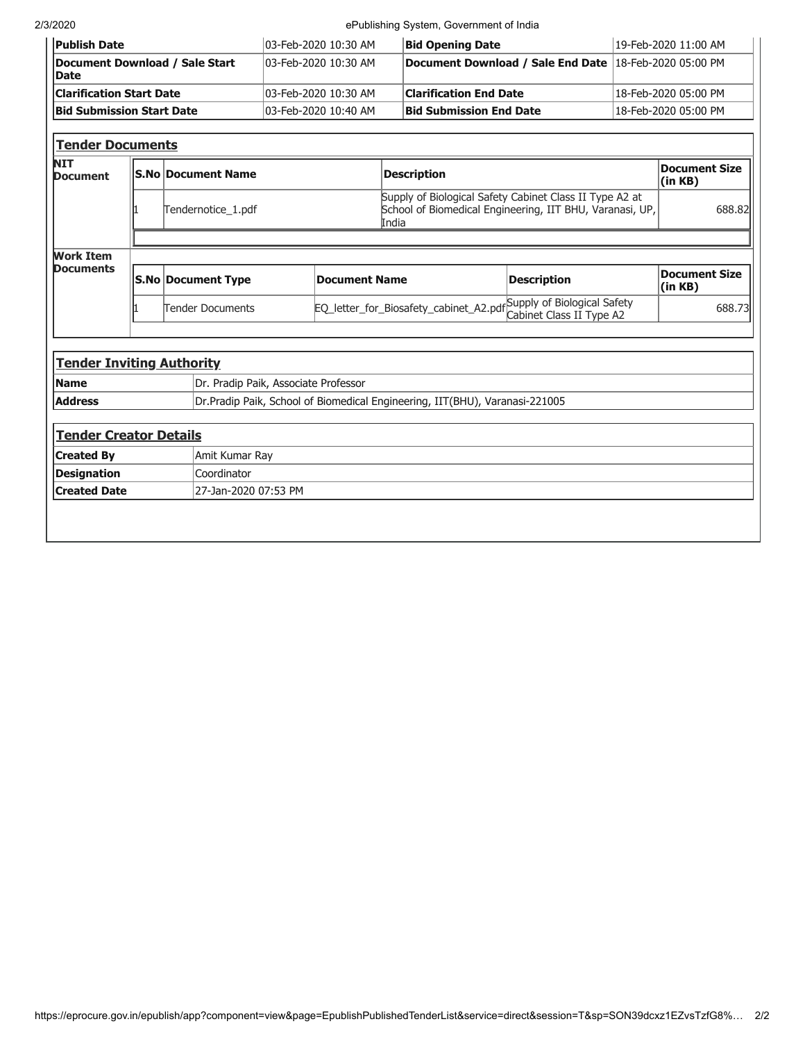| | | | |
|---|---|---|---|
| **Publish Date** | 03-Feb-2020 10:30 AM | **Bid Opening Date** | 19-Feb-2020 11:00 AM |
| **Document Download / Sale Start Date** | 03-Feb-2020 10:30 AM | **Document Download / Sale End Date** | 18-Feb-2020 05:00 PM |
| **Clarification Start Date** | 03-Feb-2020 10:30 AM | **Clarification End Date** | 18-Feb-2020 05:00 PM |
| **Bid Submission Start Date** | 03-Feb-2020 10:40 AM | **Bid Submission End Date** | 18-Feb-2020 05:00 PM |

## Tender Documents

**NIT Document**

| S.No | Document Name | Description | Document Size (in KB) |
|---|---|---|---|
| 1 | Tendernotice_1.pdf | Supply of Biological Safety Cabinet Class II Type A2 at School of Biomedical Engineering, IIT BHU, Varanasi, UP, India | 688.82 |

**Work Item Documents**

| S.No | Document Type | Document Name | Description | Document Size (in KB) |
|---|---|---|---|---|
| 1 | Tender Documents | EQ_letter_for_Biosafety_cabinet_A2.pdf | Supply of Biological Safety Cabinet Class II Type A2 | 688.73 |

## Tender Inviting Authority

| | |
|---|---|
| **Name** | Dr. Pradip Paik, Associate Professor |
| **Address** | Dr.Pradip Paik, School of Biomedical Engineering, IIT(BHU), Varanasi-221005 |

## Tender Creator Details

| | |
|---|---|
| **Created By** | Amit Kumar Ray |
| **Designation** | Coordinator |
| **Created Date** | 27-Jan-2020 07:53 PM |